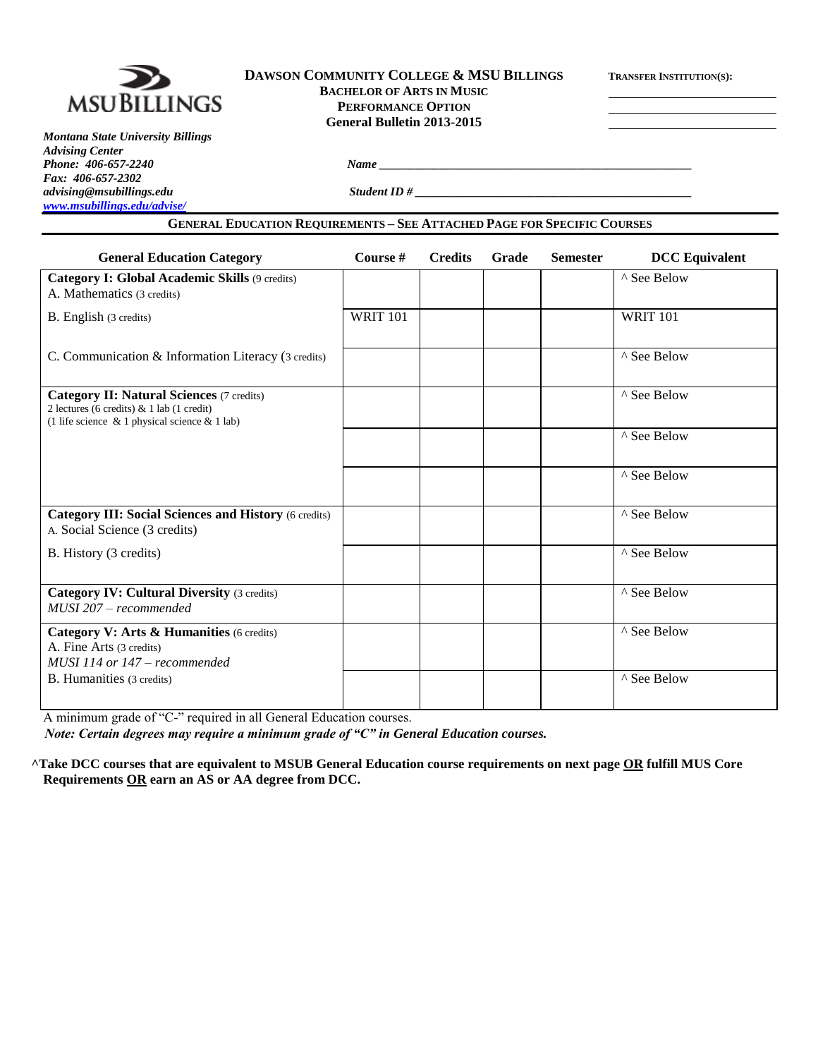MSU BILLINGS

**DAWSON COMMUNITY COLLEGE & MSU BILLINGS**
**BACHELOR OF ARTS IN MUSIC**
**PERFORMANCE OPTION**
**General Bulletin 2013-2015**

**TRANSFER INSTITUTION(S):**

_______________________
_______________________
_______________________

***Montana State University Billings***
***Advising Center***
***Phone: 406-657-2240***
***Fax: 406-657-2302***
***advising@msubillings.edu***
***www.msubillings.edu/advise/***

***Name*** _______________________________________________

***Student ID #*** __________________________________________

**GENERAL EDUCATION REQUIREMENTS – SEE ATTACHED PAGE FOR SPECIFIC COURSES**

| General Education Category | Course # | Credits | Grade | Semester | DCC Equivalent |
|---|---|---|---|---|---|
| **Category I: Global Academic Skills** (9 credits) A. Mathematics (3 credits) | | | | | ^ See Below |
| B. English (3 credits) | WRIT 101 | | | | WRIT 101 |
| C. Communication & Information Literacy (3 credits) | | | | | ^ See Below |
| **Category II: Natural Sciences** (7 credits) 2 lectures (6 credits) & 1 lab (1 credit) (1 life science & 1 physical science & 1 lab) | | | | | ^ See Below |
| | | | | | ^ See Below |
| | | | | | ^ See Below |
| **Category III: Social Sciences and History** (6 credits) A. Social Science (3 credits) | | | | | ^ See Below |
| B. History (3 credits) | | | | | ^ See Below |
| **Category IV: Cultural Diversity** (3 credits) *MUSI 207 – recommended* | | | | | ^ See Below |
| **Category V: Arts & Humanities** (6 credits) A. Fine Arts (3 credits) *MUSI 114 or 147 – recommended* | | | | | ^ See Below |
| B. Humanities (3 credits) | | | | | ^ See Below |

A minimum grade of "C-" required in all General Education courses.

***Note: Certain degrees may require a minimum grade of "C" in General Education courses.***

**^Take DCC courses that are equivalent to MSUB General Education course requirements on next page OR fulfill MUS Core Requirements OR earn an AS or AA degree from DCC.**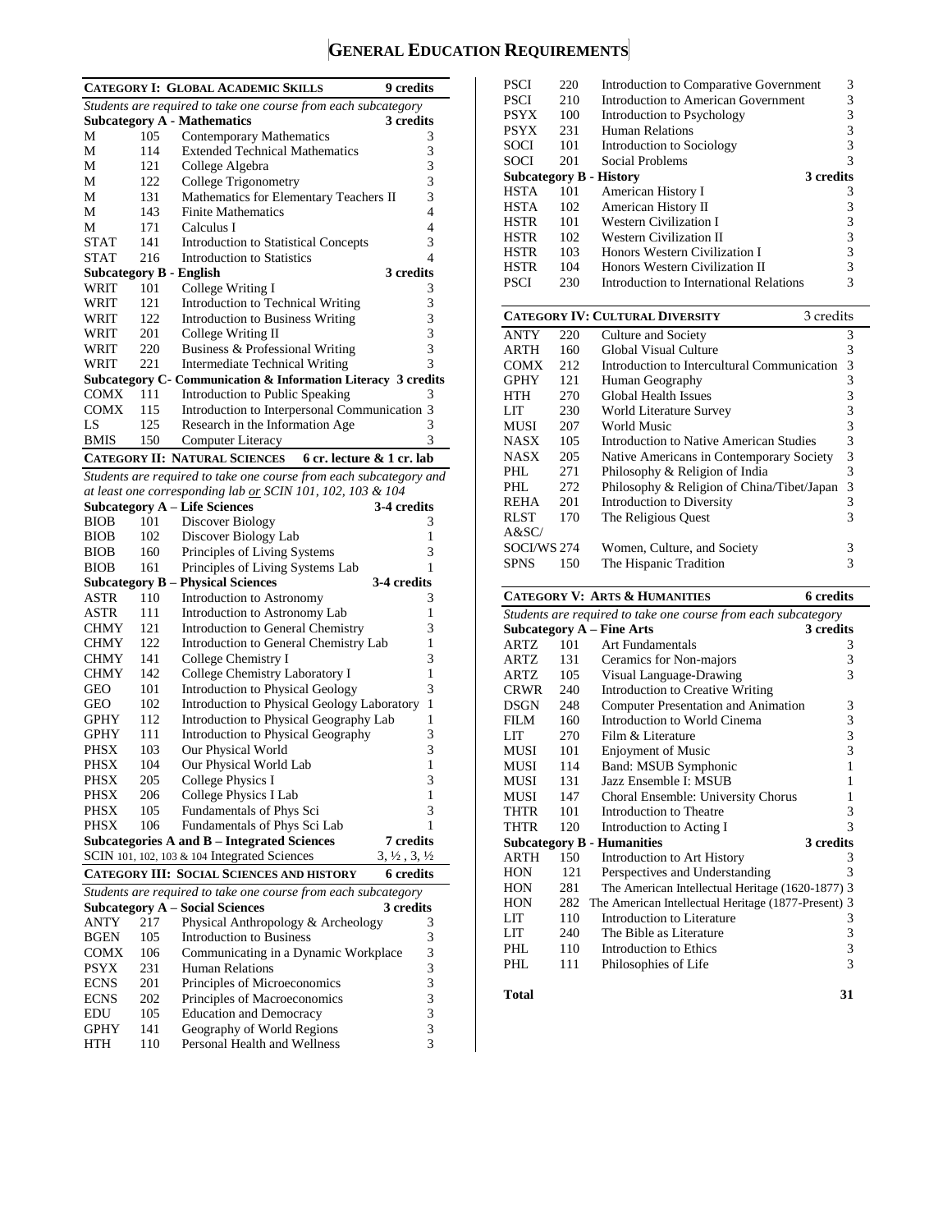# GENERAL EDUCATION REQUIREMENTS

## CATEGORY I: GLOBAL ACADEMIC SKILLS — 9 credits

*Students are required to take one course from each subcategory*

**Subcategory A - Mathematics — 3 credits**

| | | | |
|---|---|---|---|
| M | 105 | Contemporary Mathematics | 3 |
| M | 114 | Extended Technical Mathematics | 3 |
| M | 121 | College Algebra | 3 |
| M | 122 | College Trigonometry | 3 |
| M | 131 | Mathematics for Elementary Teachers II | 3 |
| M | 143 | Finite Mathematics | 4 |
| M | 171 | Calculus I | 4 |
| STAT | 141 | Introduction to Statistical Concepts | 3 |
| STAT | 216 | Introduction to Statistics | 4 |

**Subcategory B - English — 3 credits**

| | | | |
|---|---|---|---|
| WRIT | 101 | College Writing I | 3 |
| WRIT | 121 | Introduction to Technical Writing | 3 |
| WRIT | 122 | Introduction to Business Writing | 3 |
| WRIT | 201 | College Writing II | 3 |
| WRIT | 220 | Business & Professional Writing | 3 |
| WRIT | 221 | Intermediate Technical Writing | 3 |

**Subcategory C- Communication & Information Literacy — 3 credits**

| | | | |
|---|---|---|---|
| COMX | 111 | Introduction to Public Speaking | 3 |
| COMX | 115 | Introduction to Interpersonal Communication | 3 |
| LS | 125 | Research in the Information Age | 3 |
| BMIS | 150 | Computer Literacy | 3 |

## CATEGORY II: NATURAL SCIENCES — 6 cr. lecture & 1 cr. lab

*Students are required to take one course from each subcategory and at least one corresponding lab or SCIN 101, 102, 103 & 104*

**Subcategory A – Life Sciences — 3-4 credits**

| | | | |
|---|---|---|---|
| BIOB | 101 | Discover Biology | 3 |
| BIOB | 102 | Discover Biology Lab | 1 |
| BIOB | 160 | Principles of Living Systems | 3 |
| BIOB | 161 | Principles of Living Systems Lab | 1 |

**Subcategory B – Physical Sciences — 3-4 credits**

| | | | |
|---|---|---|---|
| ASTR | 110 | Introduction to Astronomy | 3 |
| ASTR | 111 | Introduction to Astronomy Lab | 1 |
| CHMY | 121 | Introduction to General Chemistry | 3 |
| CHMY | 122 | Introduction to General Chemistry Lab | 1 |
| CHMY | 141 | College Chemistry I | 3 |
| CHMY | 142 | College Chemistry Laboratory I | 1 |
| GEO | 101 | Introduction to Physical Geology | 3 |
| GEO | 102 | Introduction to Physical Geology Laboratory | 1 |
| GPHY | 112 | Introduction to Physical Geography Lab | 1 |
| GPHY | 111 | Introduction to Physical Geography | 3 |
| PHSX | 103 | Our Physical World | 3 |
| PHSX | 104 | Our Physical World Lab | 1 |
| PHSX | 205 | College Physics I | 3 |
| PHSX | 206 | College Physics I Lab | 1 |
| PHSX | 105 | Fundamentals of Phys Sci | 3 |
| PHSX | 106 | Fundamentals of Phys Sci Lab | 1 |

**Subcategories A and B – Integrated Sciences — 7 credits**

SCIN 101, 102, 103 & 104 Integrated Sciences — 3, ½ , 3, ½

## CATEGORY III: SOCIAL SCIENCES AND HISTORY — 6 credits

*Students are required to take one course from each subcategory*

**Subcategory A – Social Sciences — 3 credits**

| | | | |
|---|---|---|---|
| ANTY | 217 | Physical Anthropology & Archeology | 3 |
| BGEN | 105 | Introduction to Business | 3 |
| COMX | 106 | Communicating in a Dynamic Workplace | 3 |
| PSYX | 231 | Human Relations | 3 |
| ECNS | 201 | Principles of Microeconomics | 3 |
| ECNS | 202 | Principles of Macroeconomics | 3 |
| EDU | 105 | Education and Democracy | 3 |
| GPHY | 141 | Geography of World Regions | 3 |
| HTH | 110 | Personal Health and Wellness | 3 |
| PSCI | 220 | Introduction to Comparative Government | 3 |
| PSCI | 210 | Introduction to American Government | 3 |
| PSYX | 100 | Introduction to Psychology | 3 |
| PSYX | 231 | Human Relations | 3 |
| SOCI | 101 | Introduction to Sociology | 3 |
| SOCI | 201 | Social Problems | 3 |

**Subcategory B - History — 3 credits**

| | | | |
|---|---|---|---|
| HSTA | 101 | American History I | 3 |
| HSTA | 102 | American History II | 3 |
| HSTR | 101 | Western Civilization I | 3 |
| HSTR | 102 | Western Civilization II | 3 |
| HSTR | 103 | Honors Western Civilization I | 3 |
| HSTR | 104 | Honors Western Civilization II | 3 |
| PSCI | 230 | Introduction to International Relations | 3 |

## CATEGORY IV: CULTURAL DIVERSITY — 3 credits

| | | | |
|---|---|---|---|
| ANTY | 220 | Culture and Society | 3 |
| ARTH | 160 | Global Visual Culture | 3 |
| COMX | 212 | Introduction to Intercultural Communication | 3 |
| GPHY | 121 | Human Geography | 3 |
| HTH | 270 | Global Health Issues | 3 |
| LIT | 230 | World Literature Survey | 3 |
| MUSI | 207 | World Music | 3 |
| NASX | 105 | Introduction to Native American Studies | 3 |
| NASX | 205 | Native Americans in Contemporary Society | 3 |
| PHL | 271 | Philosophy & Religion of India | 3 |
| PHL | 272 | Philosophy & Religion of China/Tibet/Japan | 3 |
| REHA | 201 | Introduction to Diversity | 3 |
| RLST | 170 | The Religious Quest | 3 |
| A&SC/ SOCI/WS | 274 | Women, Culture, and Society | 3 |
| SPNS | 150 | The Hispanic Tradition | 3 |

## CATEGORY V: ARTS & HUMANITIES — 6 credits

*Students are required to take one course from each subcategory*

**Subcategory A – Fine Arts — 3 credits**

| | | | |
|---|---|---|---|
| ARTZ | 101 | Art Fundamentals | 3 |
| ARTZ | 131 | Ceramics for Non-majors | 3 |
| ARTZ | 105 | Visual Language-Drawing | 3 |
| CRWR | 240 | Introduction to Creative Writing | |
| DSGN | 248 | Computer Presentation and Animation | 3 |
| FILM | 160 | Introduction to World Cinema | 3 |
| LIT | 270 | Film & Literature | 3 |
| MUSI | 101 | Enjoyment of Music | 3 |
| MUSI | 114 | Band: MSUB Symphonic | 1 |
| MUSI | 131 | Jazz Ensemble I: MSUB | 1 |
| MUSI | 147 | Choral Ensemble: University Chorus | 1 |
| THTR | 101 | Introduction to Theatre | 3 |
| THTR | 120 | Introduction to Acting I | 3 |

**Subcategory B - Humanities — 3 credits**

| | | | |
|---|---|---|---|
| ARTH | 150 | Introduction to Art History | 3 |
| HON | 121 | Perspectives and Understanding | 3 |
| HON | 281 | The American Intellectual Heritage (1620-1877) | 3 |
| HON | 282 | The American Intellectual Heritage (1877-Present) | 3 |
| LIT | 110 | Introduction to Literature | 3 |
| LIT | 240 | The Bible as Literature | 3 |
| PHL | 110 | Introduction to Ethics | 3 |
| PHL | 111 | Philosophies of Life | 3 |

**Total — 31**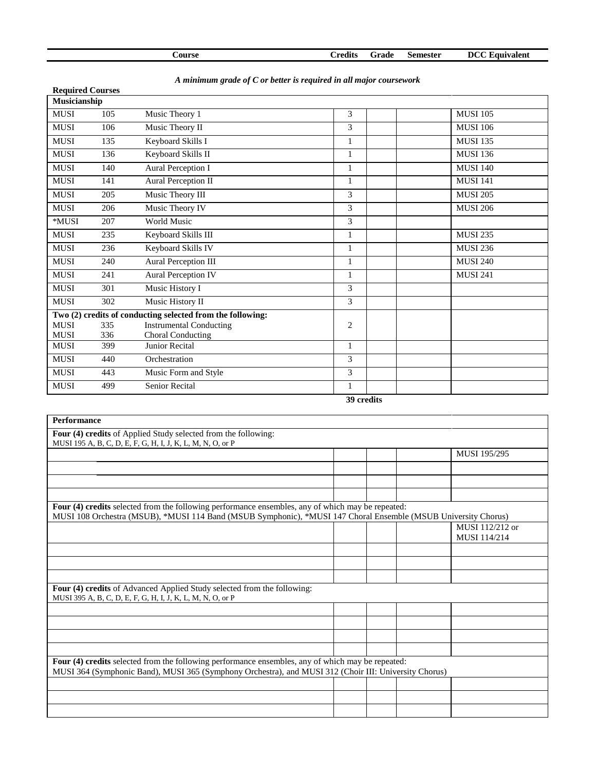| Course | | | Credits | Grade | Semester | DCC Equivalent |
|---|---|---|---|---|---|---|

*A minimum grade of C or better is required in all major coursework*

**Required Courses**

| **Musicianship** | | | | | | |
|---|---|---|---|---|---|---|
| MUSI | 105 | Music Theory 1 | 3 | | | MUSI 105 |
| MUSI | 106 | Music Theory II | 3 | | | MUSI 106 |
| MUSI | 135 | Keyboard Skills I | 1 | | | MUSI 135 |
| MUSI | 136 | Keyboard Skills II | 1 | | | MUSI 136 |
| MUSI | 140 | Aural Perception I | 1 | | | MUSI 140 |
| MUSI | 141 | Aural Perception II | 1 | | | MUSI 141 |
| MUSI | 205 | Music Theory III | 3 | | | MUSI 205 |
| MUSI | 206 | Music Theory IV | 3 | | | MUSI 206 |
| *MUSI | 207 | World Music | 3 | | | |
| MUSI | 235 | Keyboard Skills III | 1 | | | MUSI 235 |
| MUSI | 236 | Keyboard Skills IV | 1 | | | MUSI 236 |
| MUSI | 240 | Aural Perception III | 1 | | | MUSI 240 |
| MUSI | 241 | Aural Perception IV | 1 | | | MUSI 241 |
| MUSI | 301 | Music History I | 3 | | | |
| MUSI | 302 | Music History II | 3 | | | |
| **Two (2) credits of conducting selected from the following:** | | | | | | |
| MUSI | 335 | Instrumental Conducting | 2 | | | |
| MUSI | 336 | Choral Conducting | | | | |
| MUSI | 399 | Junior Recital | 1 | | | |
| MUSI | 440 | Orchestration | 3 | | | |
| MUSI | 443 | Music Form and Style | 3 | | | |
| MUSI | 499 | Senior Recital | 1 | | | |
| | | | **39 credits** | | | |

| **Performance** | | | | |
|---|---|---|---|---|
| **Four (4) credits** of Applied Study selected from the following: MUSI 195 A, B, C, D, E, F, G, H, I, J, K, L, M, N, O, or P | | | | |
| | | | | MUSI 195/295 |
| | | | | |
| | | | | |
| | | | | |
| **Four (4) credits** selected from the following performance ensembles, any of which may be repeated: MUSI 108 Orchestra (MSUB), *MUSI 114 Band (MSUB Symphonic), *MUSI 147 Choral Ensemble (MSUB University Chorus) | | | | |
| | | | | MUSI 112/212 or MUSI 114/214 |
| | | | | |
| | | | | |
| | | | | |
| **Four (4) credits** of Advanced Applied Study selected from the following: MUSI 395 A, B, C, D, E, F, G, H, I, J, K, L, M, N, O, or P | | | | |
| | | | | |
| | | | | |
| | | | | |
| | | | | |
| **Four (4) credits** selected from the following performance ensembles, any of which may be repeated: MUSI 364 (Symphonic Band), MUSI 365 (Symphony Orchestra), and MUSI 312 (Choir III: University Chorus) | | | | |
| | | | | |
| | | | | |
| | | | | |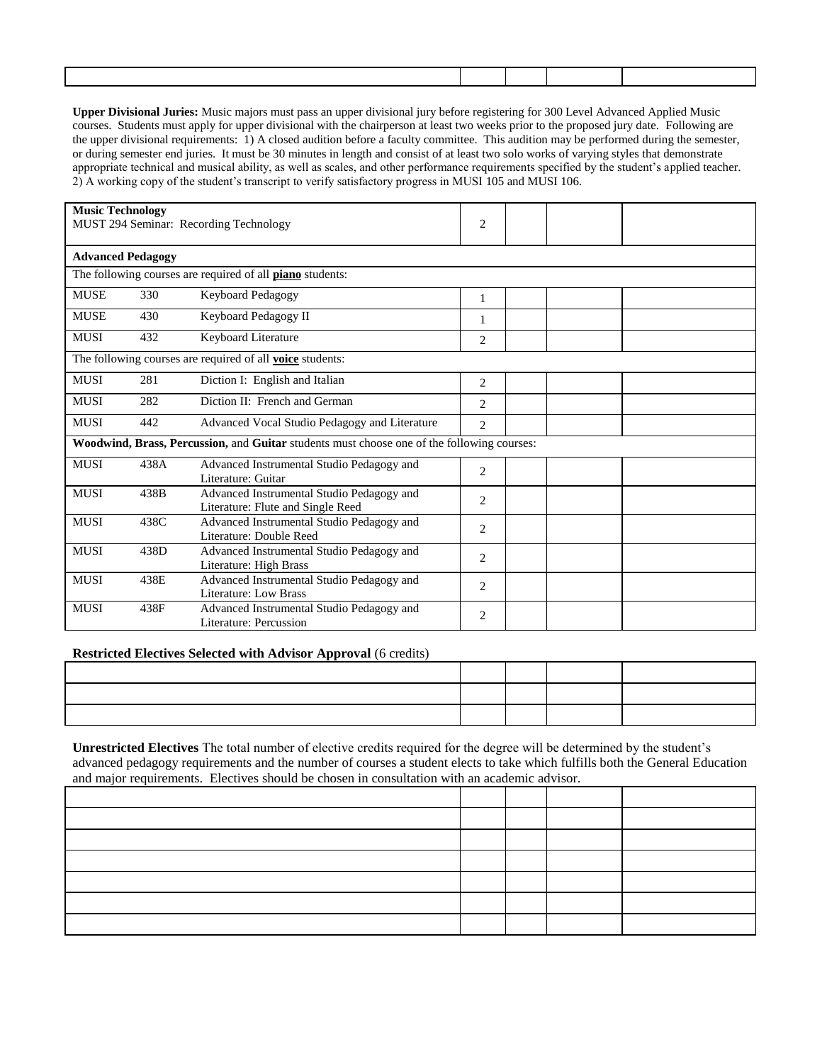| | | | | |
|---|---|---|---|---|
| | | | | |

**Upper Divisional Juries:** Music majors must pass an upper divisional jury before registering for 300 Level Advanced Applied Music courses. Students must apply for upper divisional with the chairperson at least two weeks prior to the proposed jury date. Following are the upper divisional requirements: 1) A closed audition before a faculty committee. This audition may be performed during the semester, or during semester end juries. It must be 30 minutes in length and consist of at least two solo works of varying styles that demonstrate appropriate technical and musical ability, as well as scales, and other performance requirements specified by the student's applied teacher. 2) A working copy of the student's transcript to verify satisfactory progress in MUSI 105 and MUSI 106.

| | | | | | | |
|---|---|---|---|---|---|---|
| **Music Technology** MUST 294 Seminar: Recording Technology | | | 2 | | | |
| **Advanced Pedagogy** | | | | | | |
| The following courses are required of all **piano** students: | | | | | | |
| MUSE | 330 | Keyboard Pedagogy | 1 | | | |
| MUSE | 430 | Keyboard Pedagogy II | 1 | | | |
| MUSI | 432 | Keyboard Literature | 2 | | | |
| The following courses are required of all **voice** students: | | | | | | |
| MUSI | 281 | Diction I: English and Italian | 2 | | | |
| MUSI | 282 | Diction II: French and German | 2 | | | |
| MUSI | 442 | Advanced Vocal Studio Pedagogy and Literature | 2 | | | |
| **Woodwind, Brass, Percussion,** and **Guitar** students must choose one of the following courses: | | | | | | |
| MUSI | 438A | Advanced Instrumental Studio Pedagogy and Literature: Guitar | 2 | | | |
| MUSI | 438B | Advanced Instrumental Studio Pedagogy and Literature: Flute and Single Reed | 2 | | | |
| MUSI | 438C | Advanced Instrumental Studio Pedagogy and Literature: Double Reed | 2 | | | |
| MUSI | 438D | Advanced Instrumental Studio Pedagogy and Literature: High Brass | 2 | | | |
| MUSI | 438E | Advanced Instrumental Studio Pedagogy and Literature: Low Brass | 2 | | | |
| MUSI | 438F | Advanced Instrumental Studio Pedagogy and Literature: Percussion | 2 | | | |

**Restricted Electives Selected with Advisor Approval** (6 credits)

| | | | | |
|---|---|---|---|---|
| | | | | |
| | | | | |
| | | | | |

**Unrestricted Electives** The total number of elective credits required for the degree will be determined by the student's advanced pedagogy requirements and the number of courses a student elects to take which fulfills both the General Education and major requirements. Electives should be chosen in consultation with an academic advisor.

| | | | | |
|---|---|---|---|---|
| | | | | |
| | | | | |
| | | | | |
| | | | | |
| | | | | |
| | | | | |
| | | | | |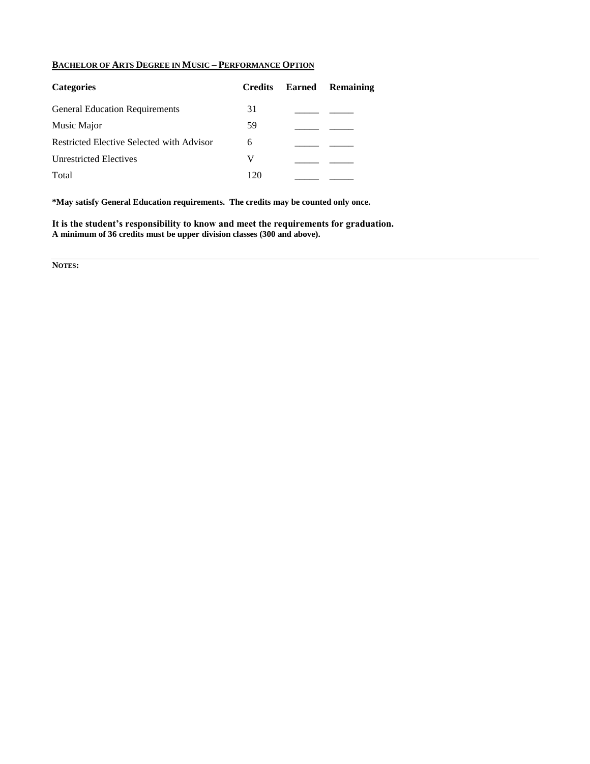**BACHELOR OF ARTS DEGREE IN MUSIC – PERFORMANCE OPTION**

| Categories | Credits | Earned | Remaining |
|---|---|---|---|
| General Education Requirements | 31 | _____ | _____ |
| Music Major | 59 | _____ | _____ |
| Restricted Elective Selected with Advisor | 6 | _____ | _____ |
| Unrestricted Electives | V | _____ | _____ |
| Total | 120 | _____ | _____ |

**\*May satisfy General Education requirements. The credits may be counted only once.**

**It is the student's responsibility to know and meet the requirements for graduation.**
**A minimum of 36 credits must be upper division classes (300 and above).**

---

**NOTES:**